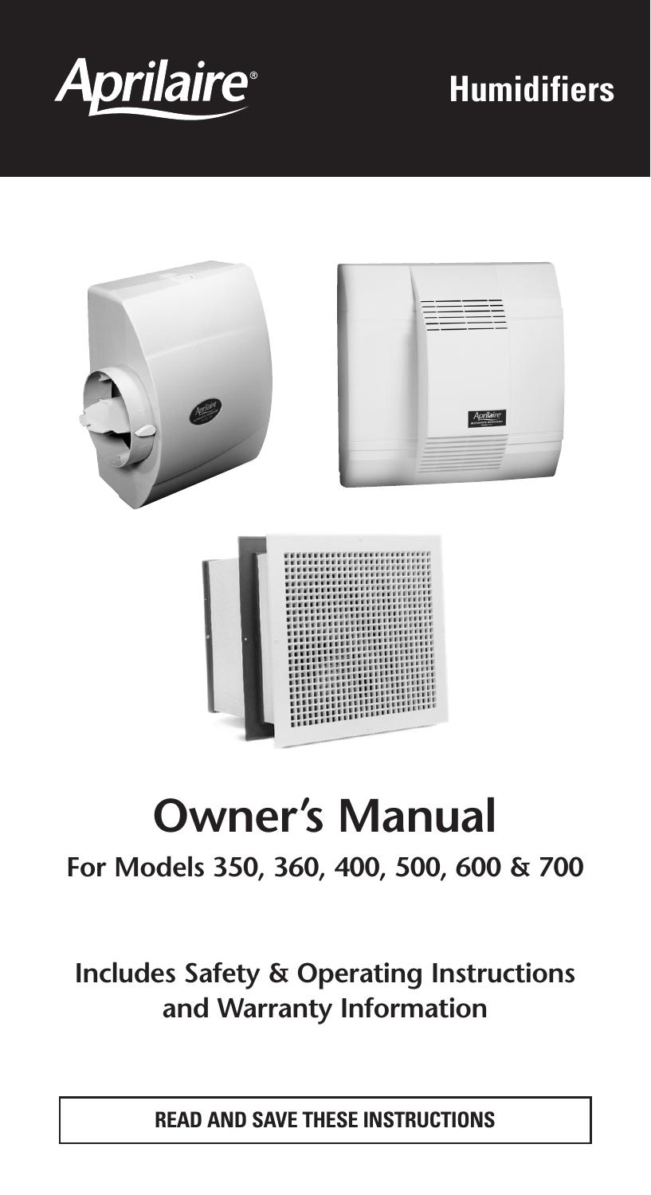Aprilaire®

# Humidifiers

# Owner's Manual

**For Models 350, 360, 400, 500, 600 & 700**

**Includes Safety & Operating Instructions and Warranty Information**

**READ AND SAVE THESE INSTRUCTIONS**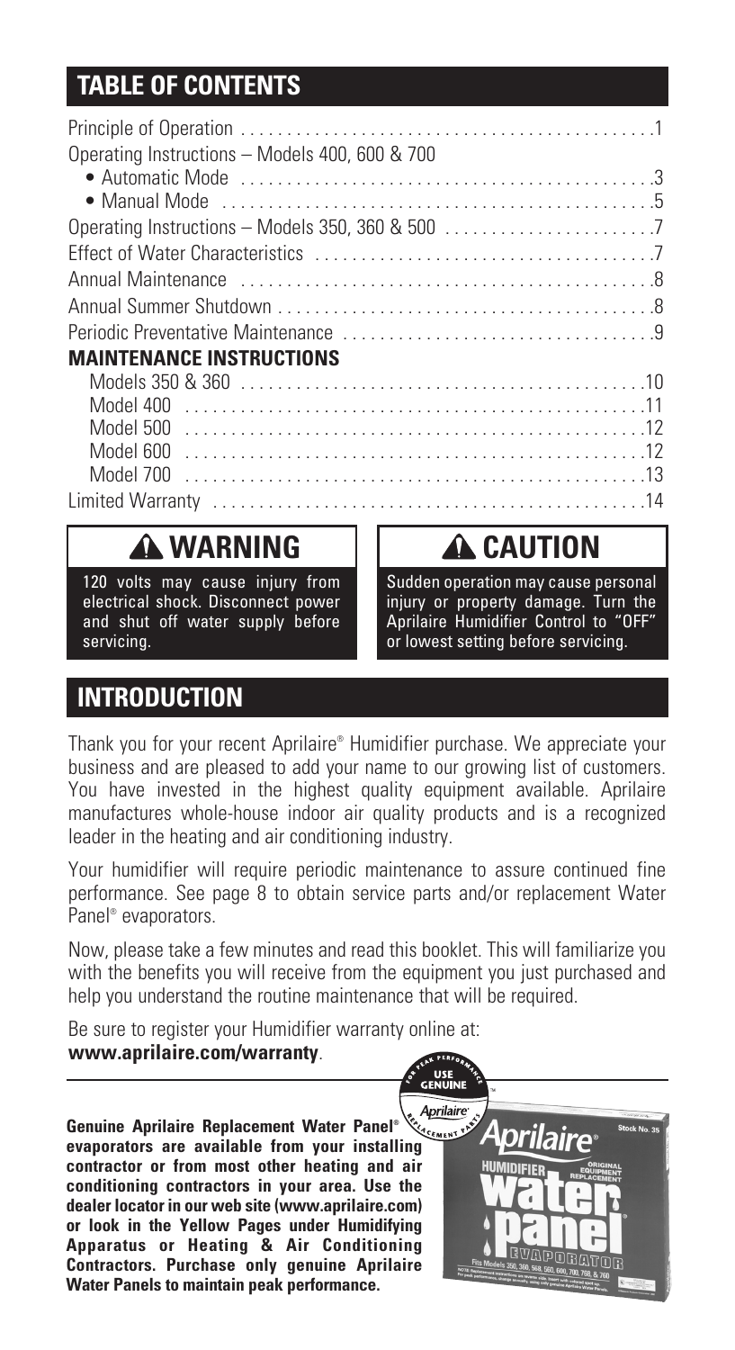## TABLE OF CONTENTS

| | |
|---|---|
| Principle of Operation | 1 |
| Operating Instructions – Models 400, 600 & 700 | |
| • Automatic Mode | 3 |
| • Manual Mode | 5 |
| Operating Instructions – Models 350, 360 & 500 | 7 |
| Effect of Water Characteristics | 7 |
| Annual Maintenance | 8 |
| Annual Summer Shutdown | 8 |
| Periodic Preventative Maintenance | 9 |
| **MAINTENANCE INSTRUCTIONS** | |
| Models 350 & 360 | 10 |
| Model 400 | 11 |
| Model 500 | 12 |
| Model 600 | 12 |
| Model 700 | 13 |
| Limited Warranty | 14 |

### ⚠ WARNING

120 volts may cause injury from electrical shock. Disconnect power and shut off water supply before servicing.

### ⚠ CAUTION

Sudden operation may cause personal injury or property damage. Turn the Aprilaire Humidifier Control to "OFF" or lowest setting before servicing.

## INTRODUCTION

Thank you for your recent Aprilaire® Humidifier purchase. We appreciate your business and are pleased to add your name to our growing list of customers. You have invested in the highest quality equipment available. Aprilaire manufactures whole-house indoor air quality products and is a recognized leader in the heating and air conditioning industry.

Your humidifier will require periodic maintenance to assure continued fine performance. See page 8 to obtain service parts and/or replacement Water Panel® evaporators.

Now, please take a few minutes and read this booklet. This will familiarize you with the benefits you will receive from the equipment you just purchased and help you understand the routine maintenance that will be required.

Be sure to register your Humidifier warranty online at:
**www.aprilaire.com/warranty**.

**Genuine Aprilaire Replacement Water Panel® evaporators are available from your installing contractor or from most other heating and air conditioning contractors in your area. Use the dealer locator in our web site (www.aprilaire.com) or look in the Yellow Pages under Humidifying Apparatus or Heating & Air Conditioning Contractors. Purchase only genuine Aprilaire Water Panels to maintain peak performance.**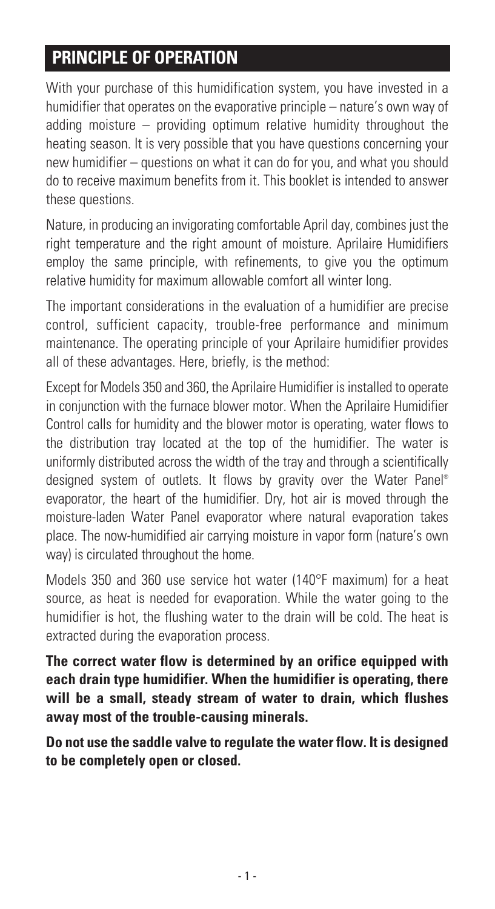## PRINCIPLE OF OPERATION

With your purchase of this humidification system, you have invested in a humidifier that operates on the evaporative principle – nature's own way of adding moisture – providing optimum relative humidity throughout the heating season. It is very possible that you have questions concerning your new humidifier – questions on what it can do for you, and what you should do to receive maximum benefits from it. This booklet is intended to answer these questions.

Nature, in producing an invigorating comfortable April day, combines just the right temperature and the right amount of moisture. Aprilaire Humidifiers employ the same principle, with refinements, to give you the optimum relative humidity for maximum allowable comfort all winter long.

The important considerations in the evaluation of a humidifier are precise control, sufficient capacity, trouble-free performance and minimum maintenance. The operating principle of your Aprilaire humidifier provides all of these advantages. Here, briefly, is the method:

Except for Models 350 and 360, the Aprilaire Humidifier is installed to operate in conjunction with the furnace blower motor. When the Aprilaire Humidifier Control calls for humidity and the blower motor is operating, water flows to the distribution tray located at the top of the humidifier. The water is uniformly distributed across the width of the tray and through a scientifically designed system of outlets. It flows by gravity over the Water Panel® evaporator, the heart of the humidifier. Dry, hot air is moved through the moisture-laden Water Panel evaporator where natural evaporation takes place. The now-humidified air carrying moisture in vapor form (nature's own way) is circulated throughout the home.

Models 350 and 360 use service hot water (140°F maximum) for a heat source, as heat is needed for evaporation. While the water going to the humidifier is hot, the flushing water to the drain will be cold. The heat is extracted during the evaporation process.

**The correct water flow is determined by an orifice equipped with each drain type humidifier. When the humidifier is operating, there will be a small, steady stream of water to drain, which flushes away most of the trouble-causing minerals.**

**Do not use the saddle valve to regulate the water flow. It is designed to be completely open or closed.**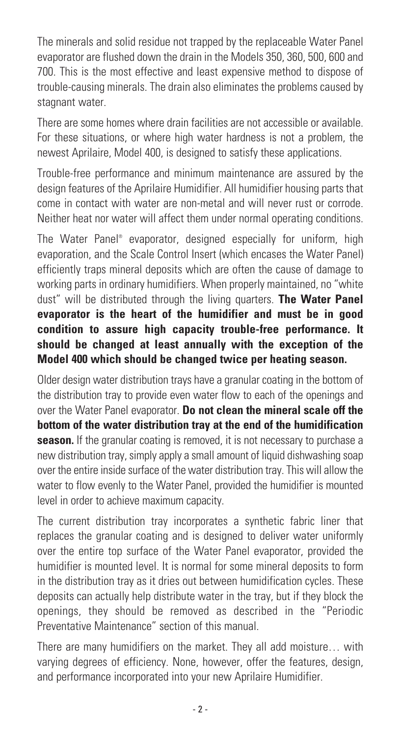The minerals and solid residue not trapped by the replaceable Water Panel evaporator are flushed down the drain in the Models 350, 360, 500, 600 and 700. This is the most effective and least expensive method to dispose of trouble-causing minerals. The drain also eliminates the problems caused by stagnant water.

There are some homes where drain facilities are not accessible or available. For these situations, or where high water hardness is not a problem, the newest Aprilaire, Model 400, is designed to satisfy these applications.

Trouble-free performance and minimum maintenance are assured by the design features of the Aprilaire Humidifier. All humidifier housing parts that come in contact with water are non-metal and will never rust or corrode. Neither heat nor water will affect them under normal operating conditions.

The Water Panel® evaporator, designed especially for uniform, high evaporation, and the Scale Control Insert (which encases the Water Panel) efficiently traps mineral deposits which are often the cause of damage to working parts in ordinary humidifiers. When properly maintained, no "white dust" will be distributed through the living quarters. **The Water Panel evaporator is the heart of the humidifier and must be in good condition to assure high capacity trouble-free performance. It should be changed at least annually with the exception of the Model 400 which should be changed twice per heating season.**

Older design water distribution trays have a granular coating in the bottom of the distribution tray to provide even water flow to each of the openings and over the Water Panel evaporator. **Do not clean the mineral scale off the bottom of the water distribution tray at the end of the humidification season.** If the granular coating is removed, it is not necessary to purchase a new distribution tray, simply apply a small amount of liquid dishwashing soap over the entire inside surface of the water distribution tray. This will allow the water to flow evenly to the Water Panel, provided the humidifier is mounted level in order to achieve maximum capacity.

The current distribution tray incorporates a synthetic fabric liner that replaces the granular coating and is designed to deliver water uniformly over the entire top surface of the Water Panel evaporator, provided the humidifier is mounted level. It is normal for some mineral deposits to form in the distribution tray as it dries out between humidification cycles. These deposits can actually help distribute water in the tray, but if they block the openings, they should be removed as described in the "Periodic Preventative Maintenance" section of this manual.

There are many humidifiers on the market. They all add moisture… with varying degrees of efficiency. None, however, offer the features, design, and performance incorporated into your new Aprilaire Humidifier.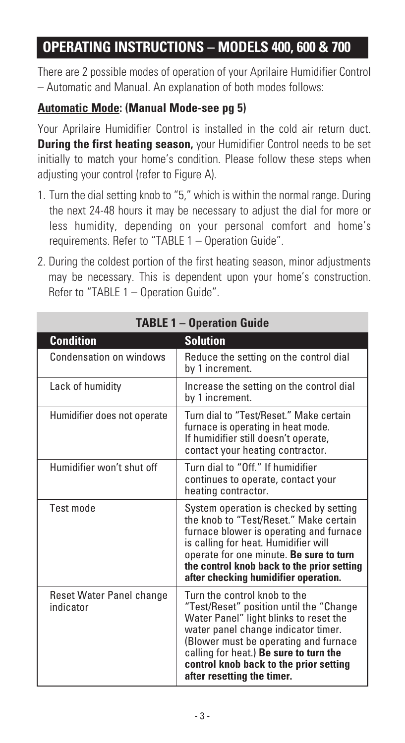## OPERATING INSTRUCTIONS – MODELS 400, 600 & 700

There are 2 possible modes of operation of your Aprilaire Humidifier Control – Automatic and Manual. An explanation of both modes follows:

### **Automatic Mode: (Manual Mode-see pg 5)**

Your Aprilaire Humidifier Control is installed in the cold air return duct. **During the first heating season,** your Humidifier Control needs to be set initially to match your home's condition. Please follow these steps when adjusting your control (refer to Figure A).

1. Turn the dial setting knob to "5," which is within the normal range. During the next 24-48 hours it may be necessary to adjust the dial for more or less humidity, depending on your personal comfort and home's requirements. Refer to "TABLE 1 – Operation Guide".
2. During the coldest portion of the first heating season, minor adjustments may be necessary. This is dependent upon your home's construction. Refer to "TABLE 1 – Operation Guide".

**TABLE 1 – Operation Guide**

| Condition | Solution |
|---|---|
| Condensation on windows | Reduce the setting on the control dial by 1 increment. |
| Lack of humidity | Increase the setting on the control dial by 1 increment. |
| Humidifier does not operate | Turn dial to "Test/Reset." Make certain furnace is operating in heat mode. If humidifier still doesn't operate, contact your heating contractor. |
| Humidifier won't shut off | Turn dial to "Off." If humidifier continues to operate, contact your heating contractor. |
| Test mode | System operation is checked by setting the knob to "Test/Reset." Make certain furnace blower is operating and furnace is calling for heat. Humidifier will operate for one minute. **Be sure to turn the control knob back to the prior setting after checking humidifier operation.** |
| Reset Water Panel change indicator | Turn the control knob to the "Test/Reset" position until the "Change Water Panel" light blinks to reset the water panel change indicator timer. (Blower must be operating and furnace calling for heat.) **Be sure to turn the control knob back to the prior setting after resetting the timer.** |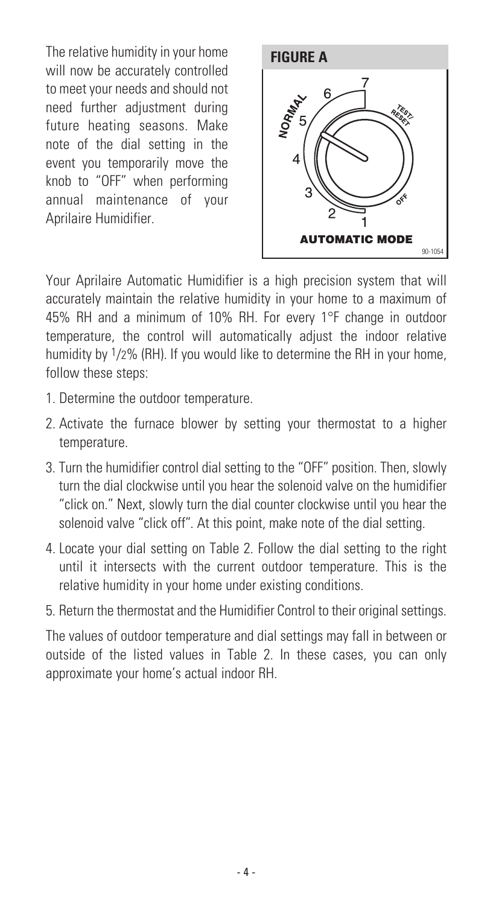The relative humidity in your home will now be accurately controlled to meet your needs and should not need further adjustment during future heating seasons. Make note of the dial setting in the event you temporarily move the knob to "OFF" when performing annual maintenance of your Aprilaire Humidifier.

**FIGURE A**

NORMAL 1 2 3 4 5 6 7 TEST/RESET OFF

**AUTOMATIC MODE**

90-1054

Your Aprilaire Automatic Humidifier is a high precision system that will accurately maintain the relative humidity in your home to a maximum of 45% RH and a minimum of 10% RH. For every 1°F change in outdoor temperature, the control will automatically adjust the indoor relative humidity by 1/2% (RH). If you would like to determine the RH in your home, follow these steps:

1. Determine the outdoor temperature.
2. Activate the furnace blower by setting your thermostat to a higher temperature.
3. Turn the humidifier control dial setting to the "OFF" position. Then, slowly turn the dial clockwise until you hear the solenoid valve on the humidifier "click on." Next, slowly turn the dial counter clockwise until you hear the solenoid valve "click off". At this point, make note of the dial setting.
4. Locate your dial setting on Table 2. Follow the dial setting to the right until it intersects with the current outdoor temperature. This is the relative humidity in your home under existing conditions.
5. Return the thermostat and the Humidifier Control to their original settings.

The values of outdoor temperature and dial settings may fall in between or outside of the listed values in Table 2. In these cases, you can only approximate your home's actual indoor RH.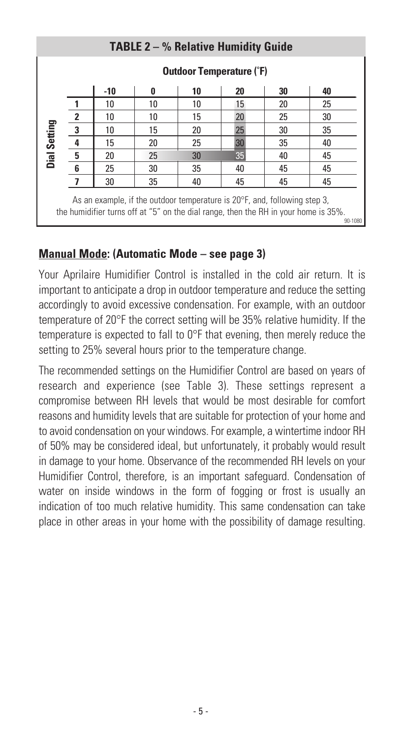## TABLE 2 – % Relative Humidity Guide

| Dial Setting | Outdoor Temperature (°F) -10 | 0 | 10 | 20 | 30 | 40 |
|---|---|---|---|---|---|---|
| 1 | 10 | 10 | 10 | 15 | 20 | 25 |
| 2 | 10 | 10 | 15 | 20 | 25 | 30 |
| 3 | 10 | 15 | 20 | 25 | 30 | 35 |
| 4 | 15 | 20 | 25 | 30 | 35 | 40 |
| 5 | 20 | 25 | 30 | 35 | 40 | 45 |
| 6 | 25 | 30 | 35 | 40 | 45 | 45 |
| 7 | 30 | 35 | 40 | 45 | 45 | 45 |

As an example, if the outdoor temperature is 20°F, and, following step 3, the humidifier turns off at "5" on the dial range, then the RH in your home is 35%.

90-1080

## **Manual Mode: (Automatic Mode – see page 3)**

Your Aprilaire Humidifier Control is installed in the cold air return. It is important to anticipate a drop in outdoor temperature and reduce the setting accordingly to avoid excessive condensation. For example, with an outdoor temperature of 20°F the correct setting will be 35% relative humidity. If the temperature is expected to fall to 0°F that evening, then merely reduce the setting to 25% several hours prior to the temperature change.

The recommended settings on the Humidifier Control are based on years of research and experience (see Table 3). These settings represent a compromise between RH levels that would be most desirable for comfort reasons and humidity levels that are suitable for protection of your home and to avoid condensation on your windows. For example, a wintertime indoor RH of 50% may be considered ideal, but unfortunately, it probably would result in damage to your home. Observance of the recommended RH levels on your Humidifier Control, therefore, is an important safeguard. Condensation of water on inside windows in the form of fogging or frost is usually an indication of too much relative humidity. This same condensation can take place in other areas in your home with the possibility of damage resulting.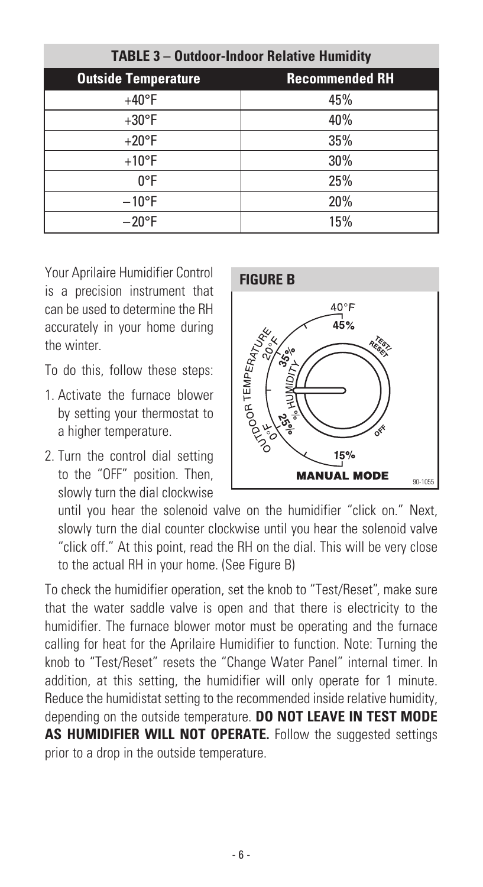**TABLE 3 – Outdoor-Indoor Relative Humidity**

| Outside Temperature | Recommended RH |
|---|---|
| +40°F | 45% |
| +30°F | 40% |
| +20°F | 35% |
| +10°F | 30% |
| 0°F | 25% |
| −10°F | 20% |
| −20°F | 15% |

Your Aprilaire Humidifier Control is a precision instrument that can be used to determine the RH accurately in your home during the winter.

To do this, follow these steps:

1. Activate the furnace blower by setting your thermostat to a higher temperature.
2. Turn the control dial setting to the "OFF" position. Then, slowly turn the dial clockwise until you hear the solenoid valve on the humidifier "click on." Next, slowly turn the dial counter clockwise until you hear the solenoid valve "click off." At this point, read the RH on the dial. This will be very close to the actual RH in your home. (See Figure B)

**FIGURE B**

To check the humidifier operation, set the knob to "Test/Reset", make sure that the water saddle valve is open and that there is electricity to the humidifier. The furnace blower motor must be operating and the furnace calling for heat for the Aprilaire Humidifier to function. Note: Turning the knob to "Test/Reset" resets the "Change Water Panel" internal timer. In addition, at this setting, the humidifier will only operate for 1 minute. Reduce the humidistat setting to the recommended inside relative humidity, depending on the outside temperature. **DO NOT LEAVE IN TEST MODE AS HUMIDIFIER WILL NOT OPERATE.** Follow the suggested settings prior to a drop in the outside temperature.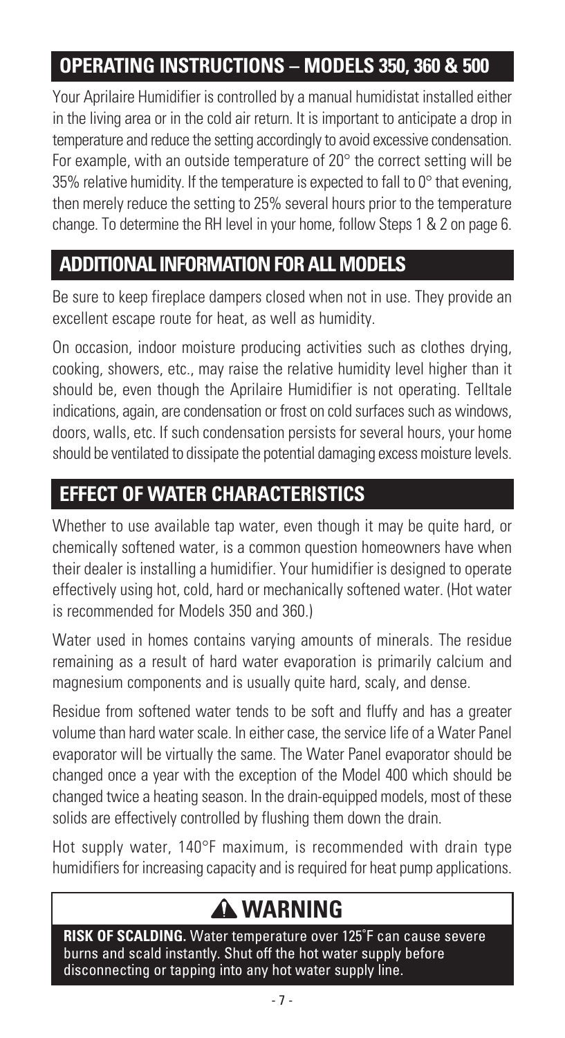## OPERATING INSTRUCTIONS – MODELS 350, 360 & 500

Your Aprilaire Humidifier is controlled by a manual humidistat installed either in the living area or in the cold air return. It is important to anticipate a drop in temperature and reduce the setting accordingly to avoid excessive condensation. For example, with an outside temperature of 20° the correct setting will be 35% relative humidity. If the temperature is expected to fall to 0° that evening, then merely reduce the setting to 25% several hours prior to the temperature change. To determine the RH level in your home, follow Steps 1 & 2 on page 6.

## ADDITIONAL INFORMATION FOR ALL MODELS

Be sure to keep fireplace dampers closed when not in use. They provide an excellent escape route for heat, as well as humidity.

On occasion, indoor moisture producing activities such as clothes drying, cooking, showers, etc., may raise the relative humidity level higher than it should be, even though the Aprilaire Humidifier is not operating. Telltale indications, again, are condensation or frost on cold surfaces such as windows, doors, walls, etc. If such condensation persists for several hours, your home should be ventilated to dissipate the potential damaging excess moisture levels.

## EFFECT OF WATER CHARACTERISTICS

Whether to use available tap water, even though it may be quite hard, or chemically softened water, is a common question homeowners have when their dealer is installing a humidifier. Your humidifier is designed to operate effectively using hot, cold, hard or mechanically softened water. (Hot water is recommended for Models 350 and 360.)

Water used in homes contains varying amounts of minerals. The residue remaining as a result of hard water evaporation is primarily calcium and magnesium components and is usually quite hard, scaly, and dense.

Residue from softened water tends to be soft and fluffy and has a greater volume than hard water scale. In either case, the service life of a Water Panel evaporator will be virtually the same. The Water Panel evaporator should be changed once a year with the exception of the Model 400 which should be changed twice a heating season. In the drain-equipped models, most of these solids are effectively controlled by flushing them down the drain.

Hot supply water, 140°F maximum, is recommended with drain type humidifiers for increasing capacity and is required for heat pump applications.

## ⚠ WARNING

**RISK OF SCALDING.** Water temperature over 125˚F can cause severe burns and scald instantly. Shut off the hot water supply before disconnecting or tapping into any hot water supply line.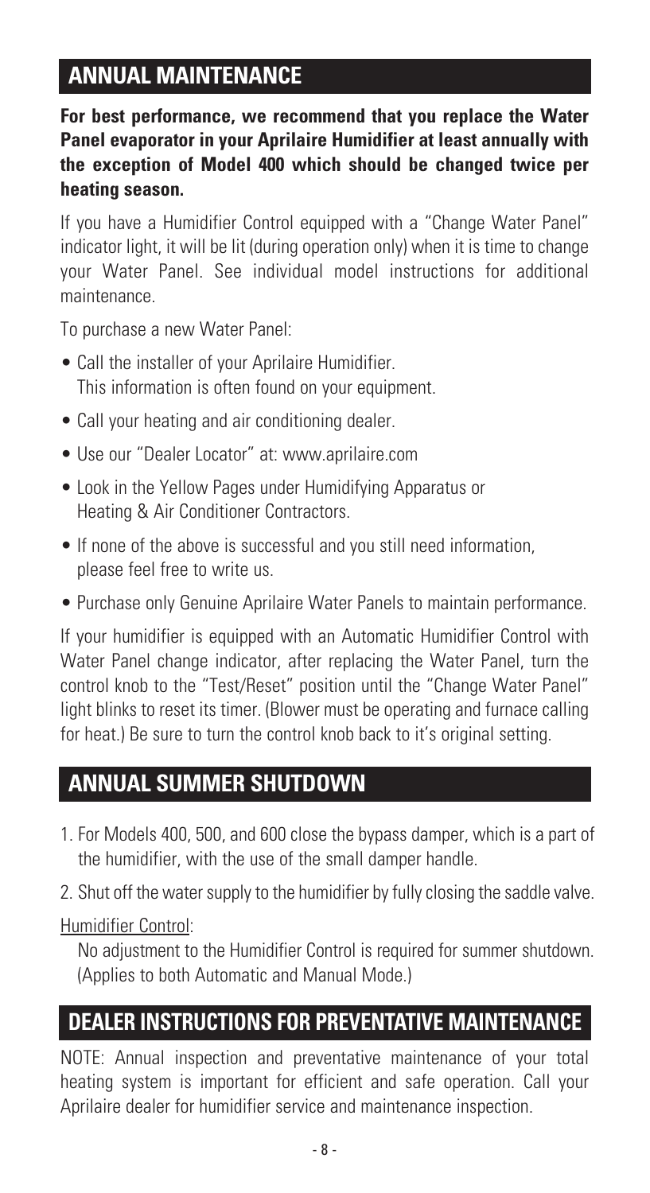## ANNUAL MAINTENANCE

**For best performance, we recommend that you replace the Water Panel evaporator in your Aprilaire Humidifier at least annually with the exception of Model 400 which should be changed twice per heating season.**

If you have a Humidifier Control equipped with a "Change Water Panel" indicator light, it will be lit (during operation only) when it is time to change your Water Panel. See individual model instructions for additional maintenance.

To purchase a new Water Panel:

- Call the installer of your Aprilaire Humidifier. This information is often found on your equipment.
- Call your heating and air conditioning dealer.
- Use our "Dealer Locator" at: www.aprilaire.com
- Look in the Yellow Pages under Humidifying Apparatus or Heating & Air Conditioner Contractors.
- If none of the above is successful and you still need information, please feel free to write us.
- Purchase only Genuine Aprilaire Water Panels to maintain performance.

If your humidifier is equipped with an Automatic Humidifier Control with Water Panel change indicator, after replacing the Water Panel, turn the control knob to the "Test/Reset" position until the "Change Water Panel" light blinks to reset its timer. (Blower must be operating and furnace calling for heat.) Be sure to turn the control knob back to it's original setting.

## ANNUAL SUMMER SHUTDOWN

1. For Models 400, 500, and 600 close the bypass damper, which is a part of the humidifier, with the use of the small damper handle.
2. Shut off the water supply to the humidifier by fully closing the saddle valve.

Humidifier Control:

No adjustment to the Humidifier Control is required for summer shutdown. (Applies to both Automatic and Manual Mode.)

## DEALER INSTRUCTIONS FOR PREVENTATIVE MAINTENANCE

NOTE: Annual inspection and preventative maintenance of your total heating system is important for efficient and safe operation. Call your Aprilaire dealer for humidifier service and maintenance inspection.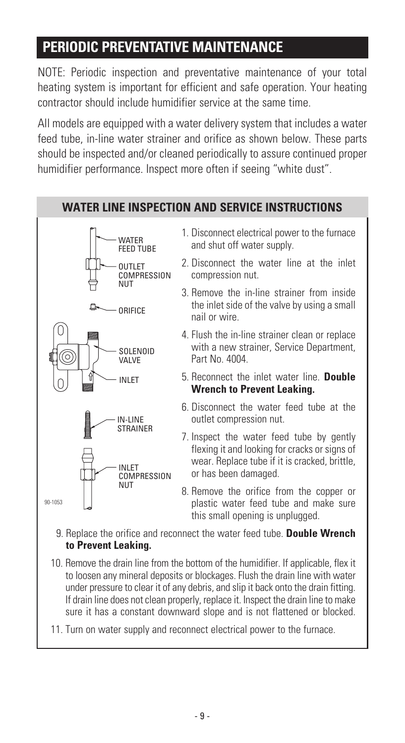# PERIODIC PREVENTATIVE MAINTENANCE

NOTE: Periodic inspection and preventative maintenance of your total heating system is important for efficient and safe operation. Your heating contractor should include humidifier service at the same time.

All models are equipped with a water delivery system that includes a water feed tube, in-line water strainer and orifice as shown below. These parts should be inspected and/or cleaned periodically to assure continued proper humidifier performance. Inspect more often if seeing "white dust".

## WATER LINE INSPECTION AND SERVICE INSTRUCTIONS

WATER FEED TUBE

OUTLET COMPRESSION NUT

ORIFICE

SOLENOID VALVE

INLET

IN-LINE STRAINER

INLET COMPRESSION NUT

90-1053

1. Disconnect electrical power to the furnace and shut off water supply.
2. Disconnect the water line at the inlet compression nut.
3. Remove the in-line strainer from inside the inlet side of the valve by using a small nail or wire.
4. Flush the in-line strainer clean or replace with a new strainer, Service Department, Part No. 4004.
5. Reconnect the inlet water line. **Double Wrench to Prevent Leaking.**
6. Disconnect the water feed tube at the outlet compression nut.
7. Inspect the water feed tube by gently flexing it and looking for cracks or signs of wear. Replace tube if it is cracked, brittle, or has been damaged.
8. Remove the orifice from the copper or plastic water feed tube and make sure this small opening is unplugged.
9. Replace the orifice and reconnect the water feed tube. **Double Wrench to Prevent Leaking.**
10. Remove the drain line from the bottom of the humidifier. If applicable, flex it to loosen any mineral deposits or blockages. Flush the drain line with water under pressure to clear it of any debris, and slip it back onto the drain fitting. If drain line does not clean properly, replace it. Inspect the drain line to make sure it has a constant downward slope and is not flattened or blocked.
11. Turn on water supply and reconnect electrical power to the furnace.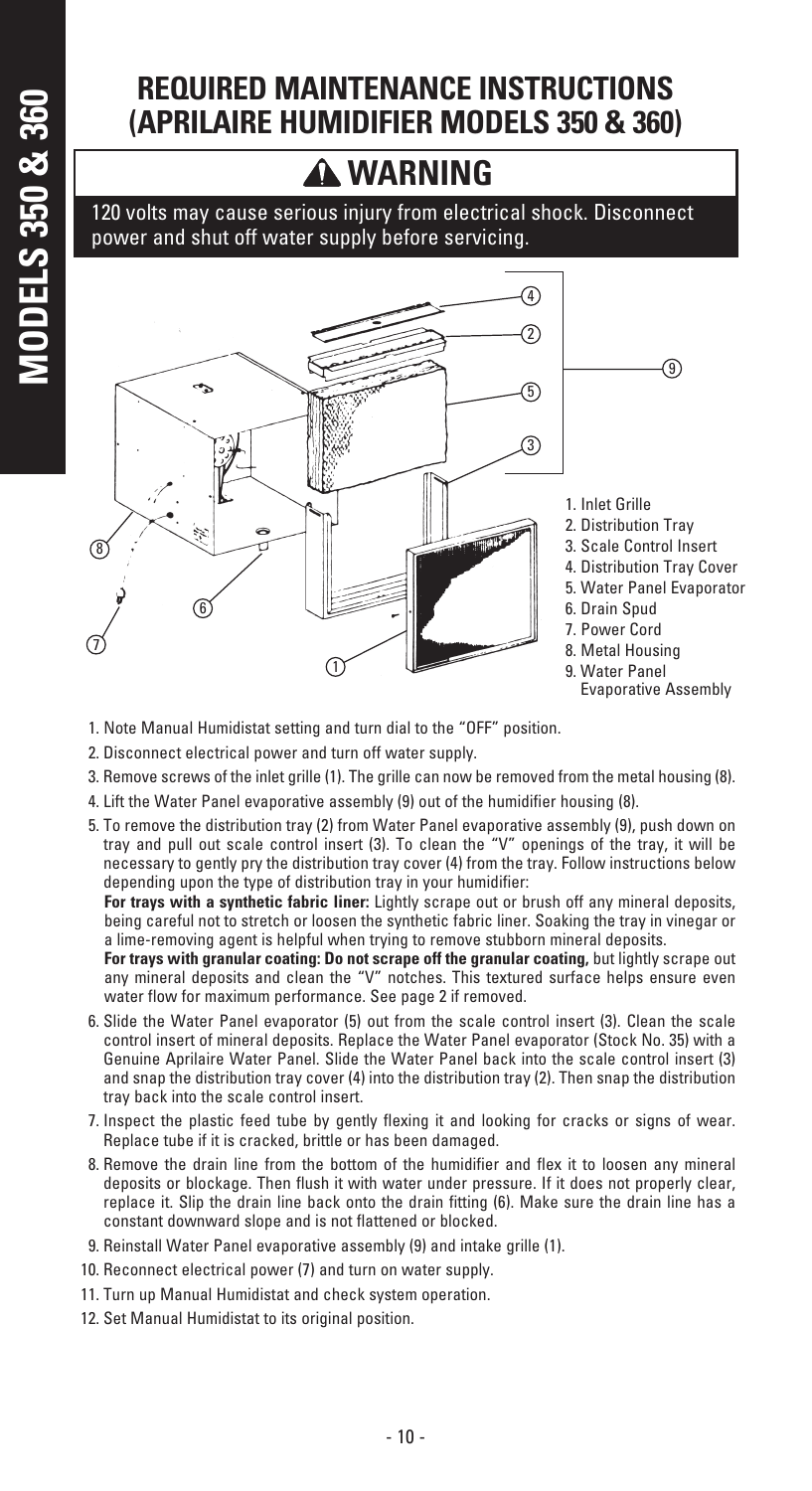# REQUIRED MAINTENANCE INSTRUCTIONS (APRILAIRE HUMIDIFIER MODELS 350 & 360)

## ⚠ WARNING

120 volts may cause serious injury from electrical shock. Disconnect power and shut off water supply before servicing.

1. Inlet Grille
2. Distribution Tray
3. Scale Control Insert
4. Distribution Tray Cover
5. Water Panel Evaporator
6. Drain Spud
7. Power Cord
8. Metal Housing
9. Water Panel Evaporative Assembly

1. Note Manual Humidistat setting and turn dial to the "OFF" position.
2. Disconnect electrical power and turn off water supply.
3. Remove screws of the inlet grille (1). The grille can now be removed from the metal housing (8).
4. Lift the Water Panel evaporative assembly (9) out of the humidifier housing (8).
5. To remove the distribution tray (2) from Water Panel evaporative assembly (9), push down on tray and pull out scale control insert (3). To clean the "V" openings of the tray, it will be necessary to gently pry the distribution tray cover (4) from the tray. Follow instructions below depending upon the type of distribution tray in your humidifier:

   **For trays with a synthetic fabric liner:** Lightly scrape out or brush off any mineral deposits, being careful not to stretch or loosen the synthetic fabric liner. Soaking the tray in vinegar or a lime-removing agent is helpful when trying to remove stubborn mineral deposits.

   **For trays with granular coating: Do not scrape off the granular coating,** but lightly scrape out any mineral deposits and clean the "V" notches. This textured surface helps ensure even water flow for maximum performance. See page 2 if removed.
6. Slide the Water Panel evaporator (5) out from the scale control insert (3). Clean the scale control insert of mineral deposits. Replace the Water Panel evaporator (Stock No. 35) with a Genuine Aprilaire Water Panel. Slide the Water Panel back into the scale control insert (3) and snap the distribution tray cover (4) into the distribution tray (2). Then snap the distribution tray back into the scale control insert.
7. Inspect the plastic feed tube by gently flexing it and looking for cracks or signs of wear. Replace tube if it is cracked, brittle or has been damaged.
8. Remove the drain line from the bottom of the humidifier and flex it to loosen any mineral deposits or blockage. Then flush it with water under pressure. If it does not properly clear, replace it. Slip the drain line back onto the drain fitting (6). Make sure the drain line has a constant downward slope and is not flattened or blocked.
9. Reinstall Water Panel evaporative assembly (9) and intake grille (1).
10. Reconnect electrical power (7) and turn on water supply.
11. Turn up Manual Humidistat and check system operation.
12. Set Manual Humidistat to its original position.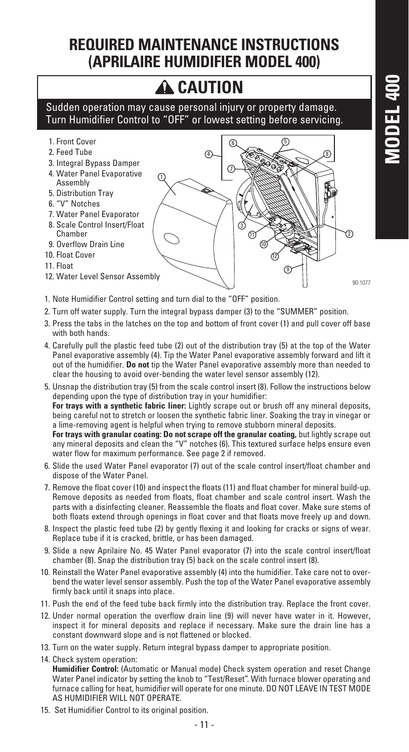# REQUIRED MAINTENANCE INSTRUCTIONS (APRILAIRE HUMIDIFIER MODEL 400)

## ⚠ CAUTION

Sudden operation may cause personal injury or property damage. Turn Humidifier Control to "OFF" or lowest setting before servicing.

1. Front Cover
2. Feed Tube
3. Integral Bypass Damper
4. Water Panel Evaporative Assembly
5. Distribution Tray
6. "V" Notches
7. Water Panel Evaporator
8. Scale Control Insert/Float Chamber
9. Overflow Drain Line
10. Float Cover
11. Float
12. Water Level Sensor Assembly

90-1077

1. Note Humidifier Control setting and turn dial to the "OFF" position.
2. Turn off water supply. Turn the integral bypass damper (3) to the "SUMMER" position.
3. Press the tabs in the latches on the top and bottom of front cover (1) and pull cover off base with both hands.
4. Carefully pull the plastic feed tube (2) out of the distribution tray (5) at the top of the Water Panel evaporative assembly (4). Tip the Water Panel evaporative assembly forward and lift it out of the humidifier. **Do not** tip the Water Panel evaporative assembly more than needed to clear the housing to avoid over-bending the water level sensor assembly (12).
5. Unsnap the distribution tray (5) from the scale control insert (8). Follow the instructions below depending upon the type of distribution tray in your humidifier:
   **For trays with a synthetic fabric liner:** Lightly scrape out or brush off any mineral deposits, being careful not to stretch or loosen the synthetic fabric liner. Soaking the tray in vinegar or a lime-removing agent is helpful when trying to remove stubborn mineral deposits.
   **For trays with granular coating: Do not scrape off the granular coating,** but lightly scrape out any mineral deposits and clean the "V" notches (6)**.** This textured surface helps ensure even water flow for maximum performance. See page 2 if removed.
6. Slide the used Water Panel evaporator (7) out of the scale control insert/float chamber and dispose of the Water Panel.
7. Remove the float cover (10) and inspect the floats (11) and float chamber for mineral build-up. Remove deposits as needed from floats, float chamber and scale control insert. Wash the parts with a disinfecting cleaner. Reassemble the floats and float cover. Make sure stems of both floats extend through openings in float cover and that floats move freely up and down.
8. Inspect the plastic feed tube (2) by gently flexing it and looking for cracks or signs of wear. Replace tube if it is cracked, brittle, or has been damaged.
9. Slide a new Aprilaire No. 45 Water Panel evaporator (7) into the scale control insert/float chamber (8). Snap the distribution tray (5) back on the scale control insert (8).
10. Reinstall the Water Panel evaporative assembly (4) into the humidifier. Take care not to over-bend the water level sensor assembly. Push the top of the Water Panel evaporative assembly firmly back until it snaps into place.
11. Push the end of the feed tube back firmly into the distribution tray. Replace the front cover.
12. Under normal operation the overflow drain line (9) will never have water in it. However, inspect it for mineral deposits and replace if necessary. Make sure the drain line has a constant downward slope and is not flattened or blocked.
13. Turn on the water supply. Return integral bypass damper to appropriate position.
14. Check system operation:
    **Humidifier Control:** (Automatic or Manual mode) Check system operation and reset Change Water Panel indicator by setting the knob to "Test/Reset". With furnace blower operating and furnace calling for heat, humidifier will operate for one minute. DO NOT LEAVE IN TEST MODE AS HUMIDIFIER WILL NOT OPERATE.
15. Set Humidifier Control to its original position.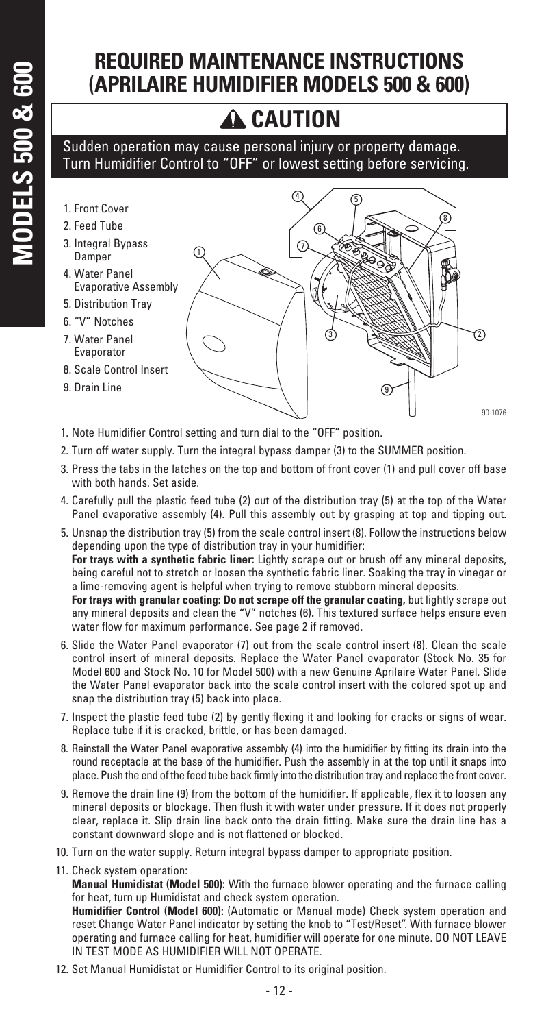# REQUIRED MAINTENANCE INSTRUCTIONS (APRILAIRE HUMIDIFIER MODELS 500 & 600)

## ⚠ CAUTION

Sudden operation may cause personal injury or property damage. Turn Humidifier Control to "OFF" or lowest setting before servicing.

1. Front Cover
2. Feed Tube
3. Integral Bypass Damper
4. Water Panel Evaporative Assembly
5. Distribution Tray
6. "V" Notches
7. Water Panel Evaporator
8. Scale Control Insert
9. Drain Line

90-1076

1. Note Humidifier Control setting and turn dial to the "OFF" position.
2. Turn off water supply. Turn the integral bypass damper (3) to the SUMMER position.
3. Press the tabs in the latches on the top and bottom of front cover (1) and pull cover off base with both hands. Set aside.
4. Carefully pull the plastic feed tube (2) out of the distribution tray (5) at the top of the Water Panel evaporative assembly (4). Pull this assembly out by grasping at top and tipping out.
5. Unsnap the distribution tray (5) from the scale control insert (8). Follow the instructions below depending upon the type of distribution tray in your humidifier:
   **For trays with a synthetic fabric liner:** Lightly scrape out or brush off any mineral deposits, being careful not to stretch or loosen the synthetic fabric liner. Soaking the tray in vinegar or a lime-removing agent is helpful when trying to remove stubborn mineral deposits.
   **For trays with granular coating: Do not scrape off the granular coating,** but lightly scrape out any mineral deposits and clean the "V" notches (6). This textured surface helps ensure even water flow for maximum performance. See page 2 if removed.
6. Slide the Water Panel evaporator (7) out from the scale control insert (8). Clean the scale control insert of mineral deposits. Replace the Water Panel evaporator (Stock No. 35 for Model 600 and Stock No. 10 for Model 500) with a new Genuine Aprilaire Water Panel. Slide the Water Panel evaporator back into the scale control insert with the colored spot up and snap the distribution tray (5) back into place.
7. Inspect the plastic feed tube (2) by gently flexing it and looking for cracks or signs of wear. Replace tube if it is cracked, brittle, or has been damaged.
8. Reinstall the Water Panel evaporative assembly (4) into the humidifier by fitting its drain into the round receptacle at the base of the humidifier. Push the assembly in at the top until it snaps into place. Push the end of the feed tube back firmly into the distribution tray and replace the front cover.
9. Remove the drain line (9) from the bottom of the humidifier. If applicable, flex it to loosen any mineral deposits or blockage. Then flush it with water under pressure. If it does not properly clear, replace it. Slip drain line back onto the drain fitting. Make sure the drain line has a constant downward slope and is not flattened or blocked.
10. Turn on the water supply. Return integral bypass damper to appropriate position.
11. Check system operation:
    **Manual Humidistat (Model 500):** With the furnace blower operating and the furnace calling for heat, turn up Humidistat and check system operation.
    **Humidifier Control (Model 600):** (Automatic or Manual mode) Check system operation and reset Change Water Panel indicator by setting the knob to "Test/Reset". With furnace blower operating and furnace calling for heat, humidifier will operate for one minute. DO NOT LEAVE IN TEST MODE AS HUMIDIFIER WILL NOT OPERATE.
12. Set Manual Humidistat or Humidifier Control to its original position.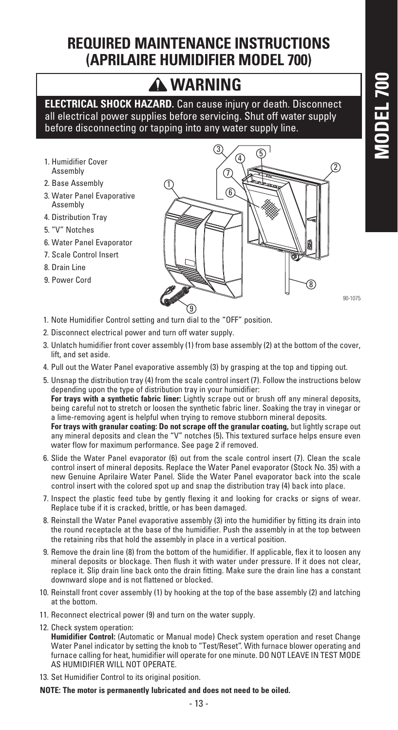# REQUIRED MAINTENANCE INSTRUCTIONS (APRILAIRE HUMIDIFIER MODEL 700)

**MODEL 700**

## ⚠ WARNING

**ELECTRICAL SHOCK HAZARD.** Can cause injury or death. Disconnect all electrical power supplies before servicing. Shut off water supply before disconnecting or tapping into any water supply line.

1. Humidifier Cover Assembly
2. Base Assembly
3. Water Panel Evaporative Assembly
4. Distribution Tray
5. "V" Notches
6. Water Panel Evaporator
7. Scale Control Insert
8. Drain Line
9. Power Cord

90-1075

1. Note Humidifier Control setting and turn dial to the "OFF" position.
2. Disconnect electrical power and turn off water supply.
3. Unlatch humidifier front cover assembly (1) from base assembly (2) at the bottom of the cover, lift, and set aside.
4. Pull out the Water Panel evaporative assembly (3) by grasping at the top and tipping out.
5. Unsnap the distribution tray (4) from the scale control insert (7). Follow the instructions below depending upon the type of distribution tray in your humidifier:
   **For trays with a synthetic fabric liner:** Lightly scrape out or brush off any mineral deposits, being careful not to stretch or loosen the synthetic fabric liner. Soaking the tray in vinegar or a lime-removing agent is helpful when trying to remove stubborn mineral deposits.
   **For trays with granular coating: Do not scrape off the granular coating,** but lightly scrape out any mineral deposits and clean the "V" notches (5)**.** This textured surface helps ensure even water flow for maximum performance. See page 2 if removed.
6. Slide the Water Panel evaporator (6) out from the scale control insert (7). Clean the scale control insert of mineral deposits. Replace the Water Panel evaporator (Stock No. 35) with a new Genuine Aprilaire Water Panel. Slide the Water Panel evaporator back into the scale control insert with the colored spot up and snap the distribution tray (4) back into place.
7. Inspect the plastic feed tube by gently flexing it and looking for cracks or signs of wear. Replace tube if it is cracked, brittle, or has been damaged.
8. Reinstall the Water Panel evaporative assembly (3) into the humidifier by fitting its drain into the round receptacle at the base of the humidifier. Push the assembly in at the top between the retaining ribs that hold the assembly in place in a vertical position.
9. Remove the drain line (8) from the bottom of the humidifier. If applicable, flex it to loosen any mineral deposits or blockage. Then flush it with water under pressure. If it does not clear, replace it. Slip drain line back onto the drain fitting. Make sure the drain line has a constant downward slope and is not flattened or blocked.
10. Reinstall front cover assembly (1) by hooking at the top of the base assembly (2) and latching at the bottom.
11. Reconnect electrical power (9) and turn on the water supply.
12. Check system operation:
    **Humidifier Control:** (Automatic or Manual mode) Check system operation and reset Change Water Panel indicator by setting the knob to "Test/Reset". With furnace blower operating and furnace calling for heat, humidifier will operate for one minute. DO NOT LEAVE IN TEST MODE AS HUMIDIFIER WILL NOT OPERATE.
13. Set Humidifier Control to its original position.

**NOTE: The motor is permanently lubricated and does not need to be oiled.**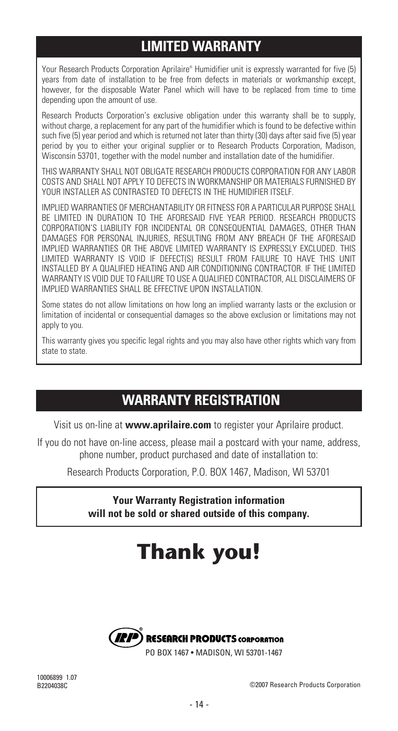## LIMITED WARRANTY

Your Research Products Corporation Aprilaire® Humidifier unit is expressly warranted for five (5) years from date of installation to be free from defects in materials or workmanship except, however, for the disposable Water Panel which will have to be replaced from time to time depending upon the amount of use.

Research Products Corporation's exclusive obligation under this warranty shall be to supply, without charge, a replacement for any part of the humidifier which is found to be defective within such five (5) year period and which is returned not later than thirty (30) days after said five (5) year period by you to either your original supplier or to Research Products Corporation, Madison, Wisconsin 53701, together with the model number and installation date of the humidifier.

THIS WARRANTY SHALL NOT OBLIGATE RESEARCH PRODUCTS CORPORATION FOR ANY LABOR COSTS AND SHALL NOT APPLY TO DEFECTS IN WORKMANSHIP OR MATERIALS FURNISHED BY YOUR INSTALLER AS CONTRASTED TO DEFECTS IN THE HUMIDIFIER ITSELF.

IMPLIED WARRANTIES OF MERCHANTABILITY OR FITNESS FOR A PARTICULAR PURPOSE SHALL BE LIMITED IN DURATION TO THE AFORESAID FIVE YEAR PERIOD. RESEARCH PRODUCTS CORPORATION'S LIABILITY FOR INCIDENTAL OR CONSEQUENTIAL DAMAGES, OTHER THAN DAMAGES FOR PERSONAL INJURIES, RESULTING FROM ANY BREACH OF THE AFORESAID IMPLIED WARRANTIES OR THE ABOVE LIMITED WARRANTY IS EXPRESSLY EXCLUDED. THIS LIMITED WARRANTY IS VOID IF DEFECT(S) RESULT FROM FAILURE TO HAVE THIS UNIT INSTALLED BY A QUALIFIED HEATING AND AIR CONDITIONING CONTRACTOR. IF THE LIMITED WARRANTY IS VOID DUE TO FAILURE TO USE A QUALIFIED CONTRACTOR, ALL DISCLAIMERS OF IMPLIED WARRANTIES SHALL BE EFFECTIVE UPON INSTALLATION.

Some states do not allow limitations on how long an implied warranty lasts or the exclusion or limitation of incidental or consequential damages so the above exclusion or limitations may not apply to you.

This warranty gives you specific legal rights and you may also have other rights which vary from state to state.

## WARRANTY REGISTRATION

Visit us on-line at **www.aprilaire.com** to register your Aprilaire product.

If you do not have on-line access, please mail a postcard with your name, address, phone number, product purchased and date of installation to:

Research Products Corporation, P.O. BOX 1467, Madison, WI 53701

**Your Warranty Registration information will not be sold or shared outside of this company.**

# Thank you!

RESEARCH PRODUCTS CORPORATION

PO BOX 1467 • MADISON, WI 53701-1467

10006899 1.07
B2204038C

©2007 Research Products Corporation